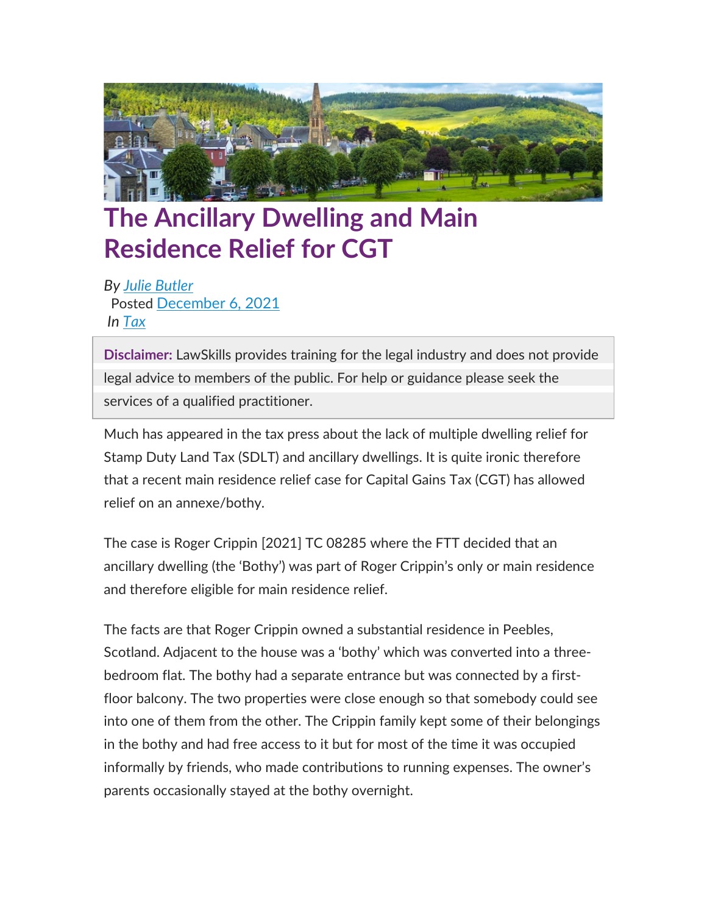# The Ancillary Dwelling and Main Residence Relief for CGT

*By* Julie Butler
Posted December 6, 2021
*In* Tax

**Disclaimer:** LawSkills provides training for the legal industry and does not provide legal advice to members of the public. For help or guidance please seek the services of a qualified practitioner.

Much has appeared in the tax press about the lack of multiple dwelling relief for Stamp Duty Land Tax (SDLT) and ancillary dwellings. It is quite ironic therefore that a recent main residence relief case for Capital Gains Tax (CGT) has allowed relief on an annexe/bothy.

The case is Roger Crippin [2021] TC 08285 where the FTT decided that an ancillary dwelling (the 'Bothy') was part of Roger Crippin's only or main residence and therefore eligible for main residence relief.

The facts are that Roger Crippin owned a substantial residence in Peebles, Scotland. Adjacent to the house was a 'bothy' which was converted into a three-bedroom flat. The bothy had a separate entrance but was connected by a first-floor balcony. The two properties were close enough so that somebody could see into one of them from the other. The Crippin family kept some of their belongings in the bothy and had free access to it but for most of the time it was occupied informally by friends, who made contributions to running expenses. The owner's parents occasionally stayed at the bothy overnight.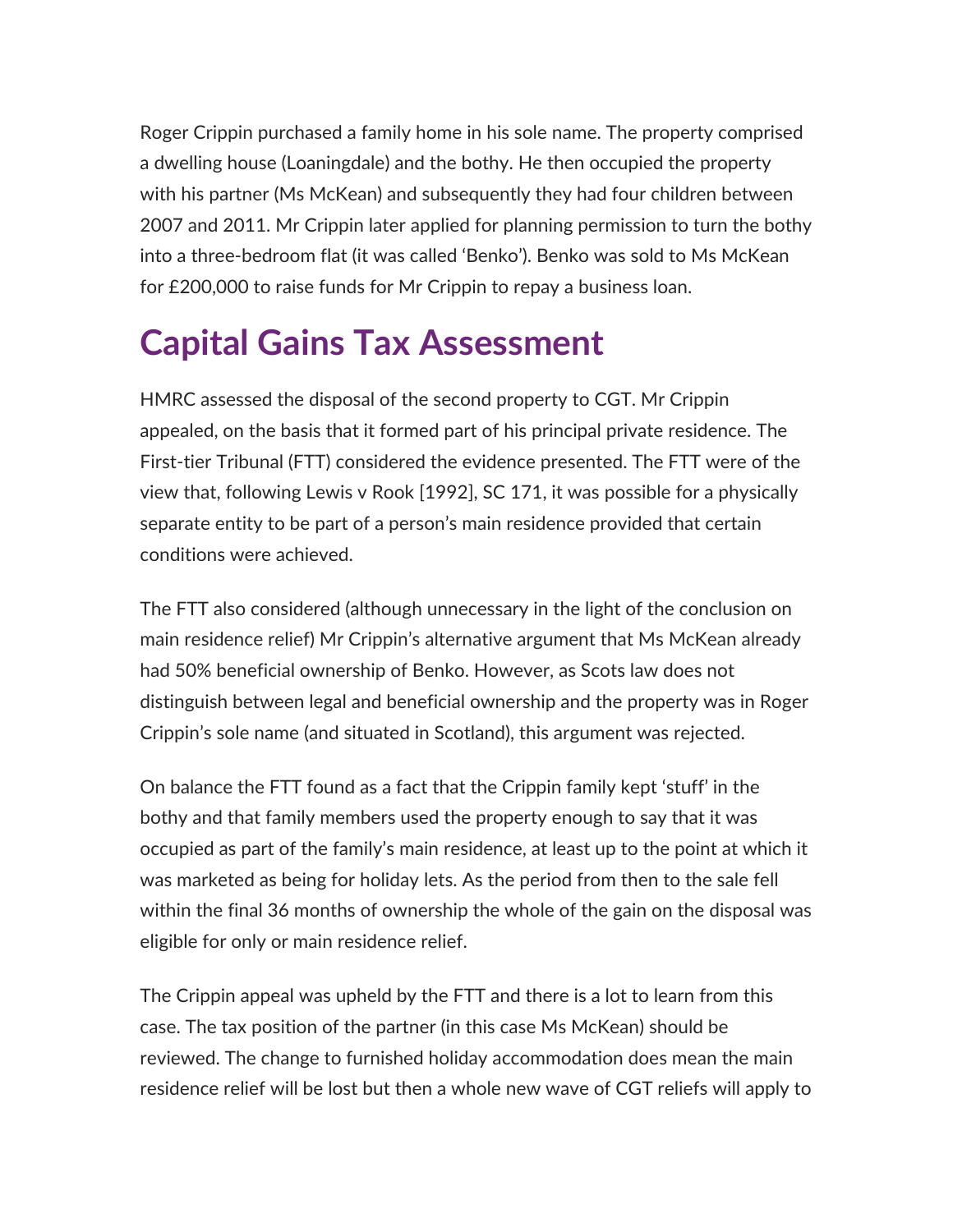Roger Crippin purchased a family home in his sole name. The property comprised a dwelling house (Loaningdale) and the bothy. He then occupied the property with his partner (Ms McKean) and subsequently they had four children between 2007 and 2011. Mr Crippin later applied for planning permission to turn the bothy into a three-bedroom flat (it was called 'Benko'). Benko was sold to Ms McKean for £200,000 to raise funds for Mr Crippin to repay a business loan.

## Capital Gains Tax Assessment

HMRC assessed the disposal of the second property to CGT. Mr Crippin appealed, on the basis that it formed part of his principal private residence. The First-tier Tribunal (FTT) considered the evidence presented. The FTT were of the view that, following Lewis v Rook [1992], SC 171, it was possible for a physically separate entity to be part of a person's main residence provided that certain conditions were achieved.

The FTT also considered (although unnecessary in the light of the conclusion on main residence relief) Mr Crippin's alternative argument that Ms McKean already had 50% beneficial ownership of Benko. However, as Scots law does not distinguish between legal and beneficial ownership and the property was in Roger Crippin's sole name (and situated in Scotland), this argument was rejected.

On balance the FTT found as a fact that the Crippin family kept 'stuff' in the bothy and that family members used the property enough to say that it was occupied as part of the family's main residence, at least up to the point at which it was marketed as being for holiday lets. As the period from then to the sale fell within the final 36 months of ownership the whole of the gain on the disposal was eligible for only or main residence relief.

The Crippin appeal was upheld by the FTT and there is a lot to learn from this case. The tax position of the partner (in this case Ms McKean) should be reviewed. The change to furnished holiday accommodation does mean the main residence relief will be lost but then a whole new wave of CGT reliefs will apply to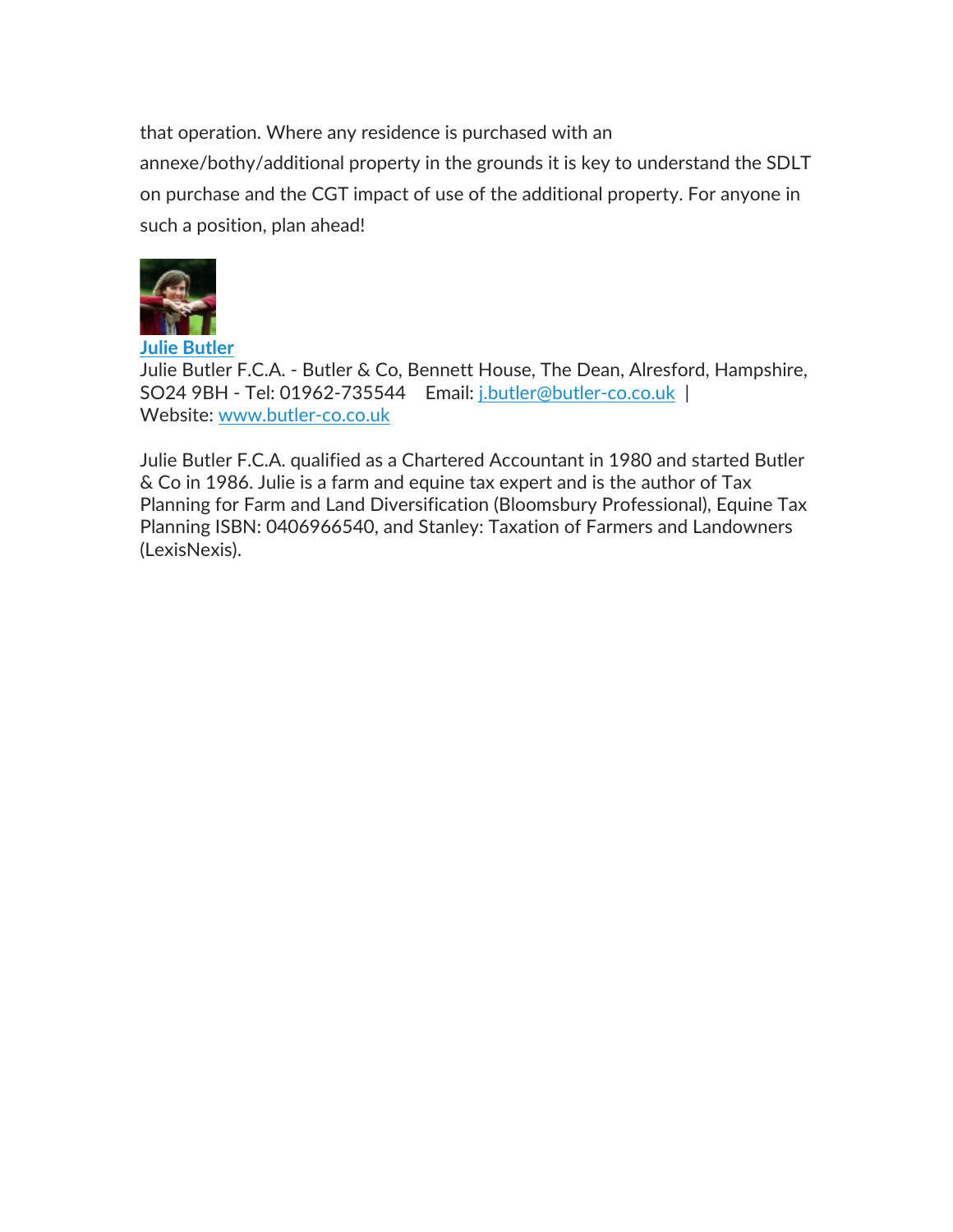that operation. Where any residence is purchased with an annexe/bothy/additional property in the grounds it is key to understand the SDLT on purchase and the CGT impact of use of the additional property. For anyone in such a position, plan ahead!

**Julie Butler**

Julie Butler F.C.A. - Butler & Co, Bennett House, The Dean, Alresford, Hampshire, SO24 9BH - Tel: 01962-735544 Email: j.butler@butler-co.co.uk | Website: www.butler-co.co.uk

Julie Butler F.C.A. qualified as a Chartered Accountant in 1980 and started Butler & Co in 1986. Julie is a farm and equine tax expert and is the author of Tax Planning for Farm and Land Diversification (Bloomsbury Professional), Equine Tax Planning ISBN: 0406966540, and Stanley: Taxation of Farmers and Landowners (LexisNexis).